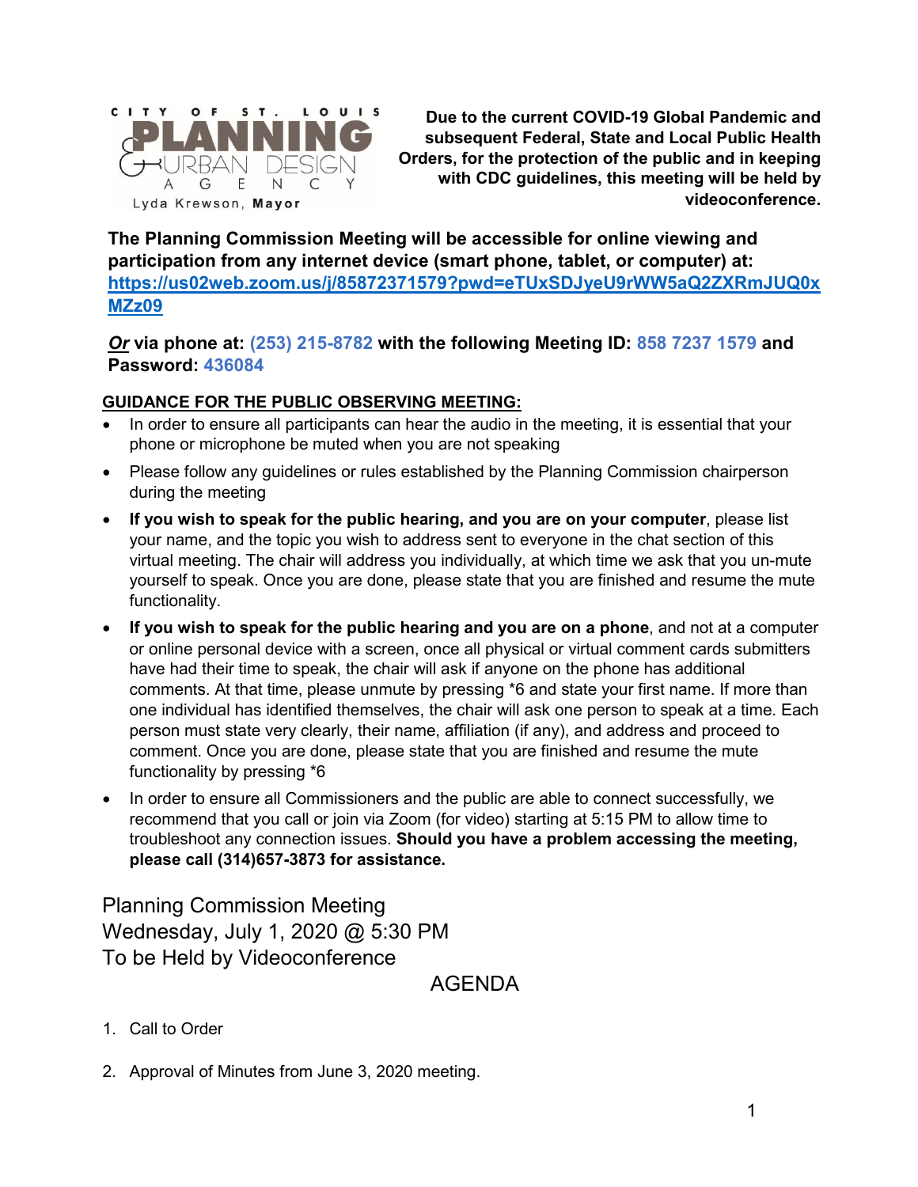CITY OF ST. LOUIS
PLANNING & URBAN DESIGN AGENCY
Lyda Krewson, **Mayor**

**Due to the current COVID-19 Global Pandemic and subsequent Federal, State and Local Public Health Orders, for the protection of the public and in keeping with CDC guidelines, this meeting will be held by videoconference.**

**The Planning Commission Meeting will be accessible for online viewing and participation from any internet device (smart phone, tablet, or computer) at: https://us02web.zoom.us/j/85872371579?pwd=eTUxSDJyeU9rWW5aQ2ZXRmJUQ0xMZz09**

***Or* via phone at: (253) 215-8782 with the following Meeting ID: 858 7237 1579 and Password: 436084**

**GUIDANCE FOR THE PUBLIC OBSERVING MEETING:**

- In order to ensure all participants can hear the audio in the meeting, it is essential that your phone or microphone be muted when you are not speaking
- Please follow any guidelines or rules established by the Planning Commission chairperson during the meeting
- **If you wish to speak for the public hearing, and you are on your computer**, please list your name, and the topic you wish to address sent to everyone in the chat section of this virtual meeting. The chair will address you individually, at which time we ask that you un-mute yourself to speak. Once you are done, please state that you are finished and resume the mute functionality.
- **If you wish to speak for the public hearing and you are on a phone**, and not at a computer or online personal device with a screen, once all physical or virtual comment cards submitters have had their time to speak, the chair will ask if anyone on the phone has additional comments. At that time, please unmute by pressing *6 and state your first name. If more than one individual has identified themselves, the chair will ask one person to speak at a time. Each person must state very clearly, their name, affiliation (if any), and address and proceed to comment. Once you are done, please state that you are finished and resume the mute functionality by pressing *6
- In order to ensure all Commissioners and the public are able to connect successfully, we recommend that you call or join via Zoom (for video) starting at 5:15 PM to allow time to troubleshoot any connection issues. **Should you have a problem accessing the meeting, please call (314)657-3873 for assistance.**

Planning Commission Meeting
Wednesday, July 1, 2020 @ 5:30 PM
To be Held by Videoconference

## AGENDA

1. Call to Order
2. Approval of Minutes from June 3, 2020 meeting.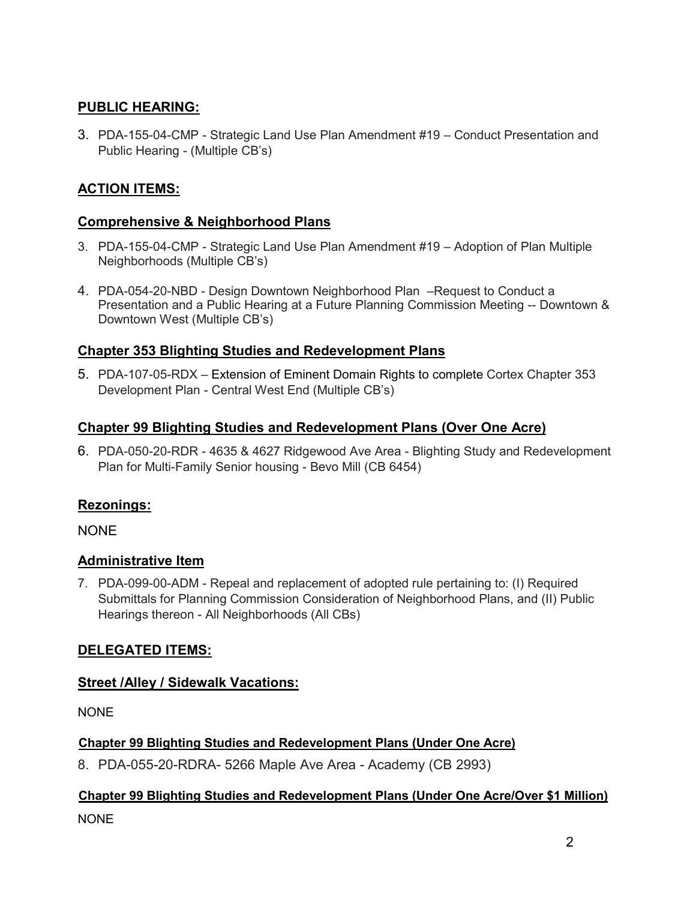## **PUBLIC HEARING:**

3. PDA-155-04-CMP - Strategic Land Use Plan Amendment #19 – Conduct Presentation and Public Hearing - (Multiple CB's)

## **ACTION ITEMS:**

### **Comprehensive & Neighborhood Plans**

3. PDA-155-04-CMP - Strategic Land Use Plan Amendment #19 – Adoption of Plan Multiple Neighborhoods (Multiple CB's)

4. PDA-054-20-NBD - Design Downtown Neighborhood Plan –Request to Conduct a Presentation and a Public Hearing at a Future Planning Commission Meeting -- Downtown & Downtown West (Multiple CB's)

### **Chapter 353 Blighting Studies and Redevelopment Plans**

5. PDA-107-05-RDX – Extension of Eminent Domain Rights to complete Cortex Chapter 353 Development Plan - Central West End (Multiple CB's)

### **Chapter 99 Blighting Studies and Redevelopment Plans (Over One Acre)**

6. PDA-050-20-RDR - 4635 & 4627 Ridgewood Ave Area - Blighting Study and Redevelopment Plan for Multi-Family Senior housing - Bevo Mill (CB 6454)

### **Rezonings:**

NONE

### **Administrative Item**

7. PDA-099-00-ADM - Repeal and replacement of adopted rule pertaining to: (I) Required Submittals for Planning Commission Consideration of Neighborhood Plans, and (II) Public Hearings thereon - All Neighborhoods (All CBs)

## **DELEGATED ITEMS:**

### **Street /Alley / Sidewalk Vacations:**

NONE

#### **Chapter 99 Blighting Studies and Redevelopment Plans (Under One Acre)**

8. PDA-055-20-RDRA- 5266 Maple Ave Area - Academy (CB 2993)

#### **Chapter 99 Blighting Studies and Redevelopment Plans (Under One Acre/Over $1 Million)**

NONE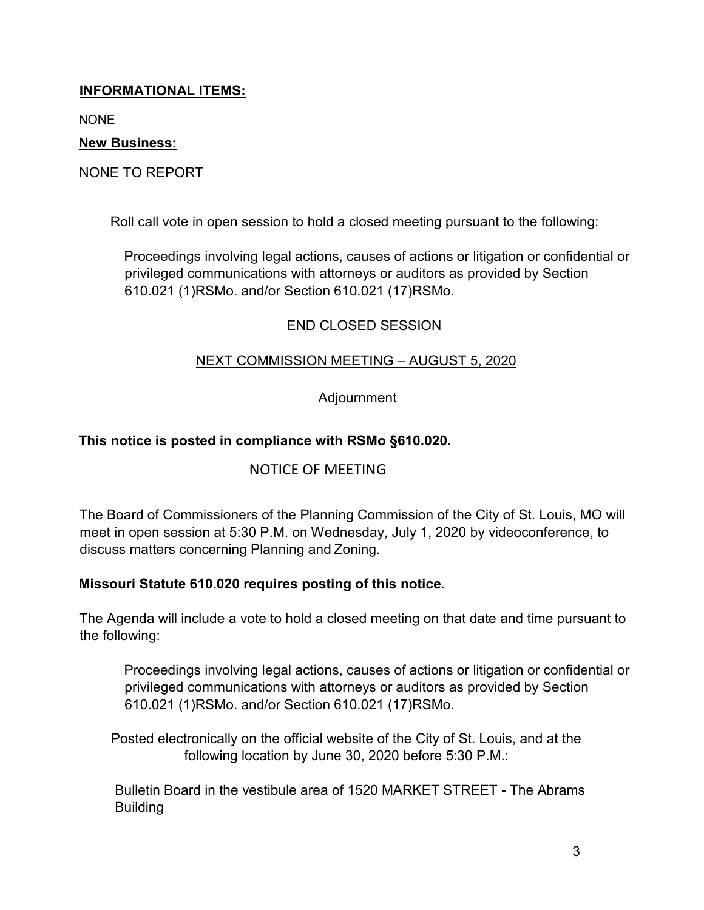**INFORMATIONAL ITEMS:**

NONE

**New Business:**

NONE TO REPORT

Roll call vote in open session to hold a closed meeting pursuant to the following:

Proceedings involving legal actions, causes of actions or litigation or confidential or privileged communications with attorneys or auditors as provided by Section 610.021 (1)RSMo. and/or Section 610.021 (17)RSMo.

END CLOSED SESSION

NEXT COMMISSION MEETING – AUGUST 5, 2020

Adjournment

**This notice is posted in compliance with RSMo §610.020.**

NOTICE OF MEETING

The Board of Commissioners of the Planning Commission of the City of St. Louis, MO will meet in open session at 5:30 P.M. on Wednesday, July 1, 2020 by videoconference, to discuss matters concerning Planning and Zoning.

**Missouri Statute 610.020 requires posting of this notice.**

The Agenda will include a vote to hold a closed meeting on that date and time pursuant to the following:

Proceedings involving legal actions, causes of actions or litigation or confidential or privileged communications with attorneys or auditors as provided by Section 610.021 (1)RSMo. and/or Section 610.021 (17)RSMo.

Posted electronically on the official website of the City of St. Louis, and at the following location by June 30, 2020 before 5:30 P.M.:

Bulletin Board in the vestibule area of 1520 MARKET STREET - The Abrams Building